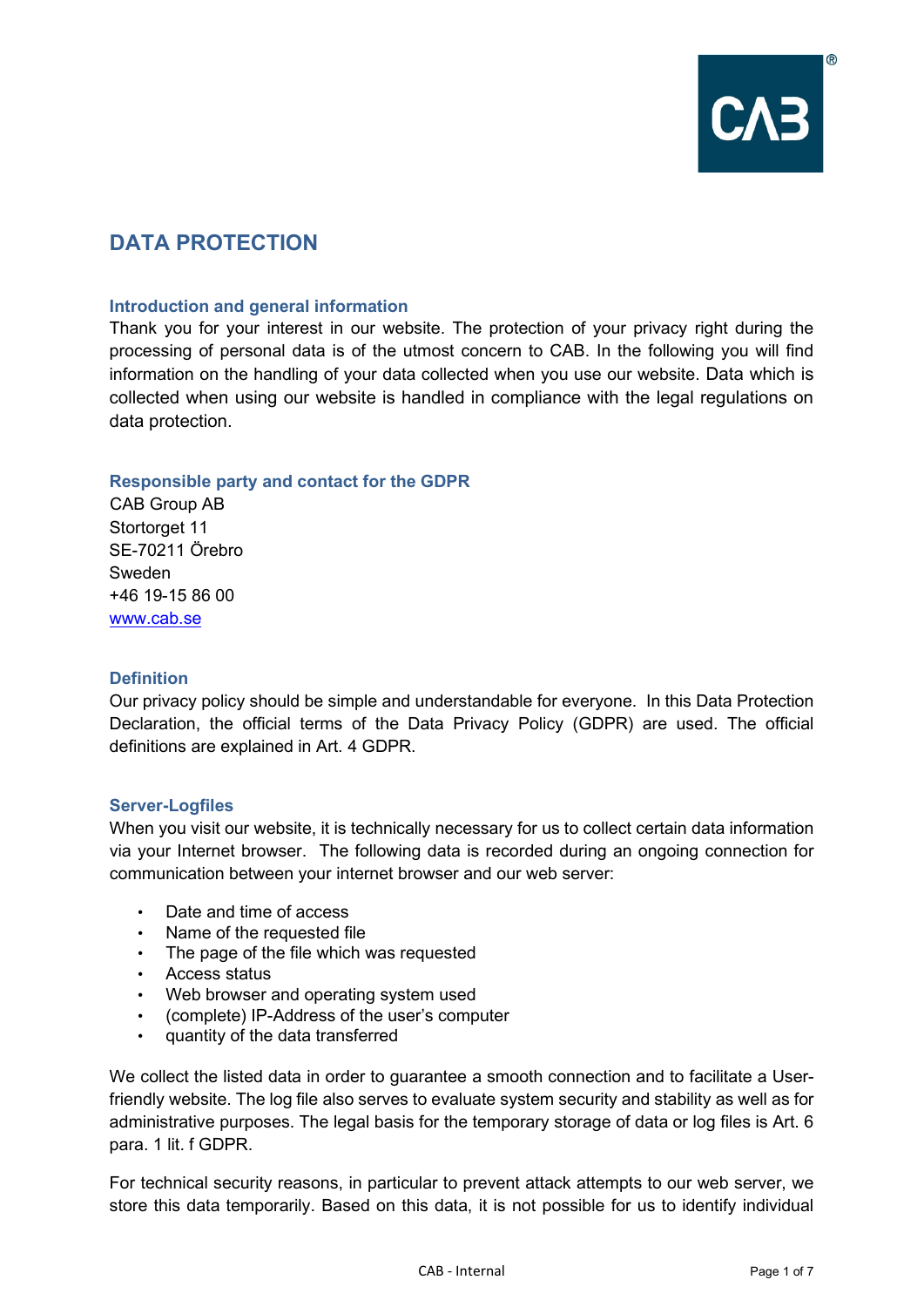# DATA PROTECTION

## Introduction and general information

Thank you for your interest in our website. The protection of your privacy right during the processing of personal data is of the utmost concern to CAB. In the following you will find information on the handling of your data collected when you use our website. Data which is collected when using our website is handled in compliance with the legal regulations on data protection.

## Responsible party and contact for the GDPR

CAB Group AB
Stortorget 11
SE-70211 Örebro
Sweden
+46 19-15 86 00
www.cab.se

## Definition

Our privacy policy should be simple and understandable for everyone. In this Data Protection Declaration, the official terms of the Data Privacy Policy (GDPR) are used. The official definitions are explained in Art. 4 GDPR.

## Server-Logfiles

When you visit our website, it is technically necessary for us to collect certain data information via your Internet browser. The following data is recorded during an ongoing connection for communication between your internet browser and our web server:

- Date and time of access
- Name of the requested file
- The page of the file which was requested
- Access status
- Web browser and operating system used
- (complete) IP-Address of the user's computer
- quantity of the data transferred

We collect the listed data in order to guarantee a smooth connection and to facilitate a User-friendly website. The log file also serves to evaluate system security and stability as well as for administrative purposes. The legal basis for the temporary storage of data or log files is Art. 6 para. 1 lit. f GDPR.

For technical security reasons, in particular to prevent attack attempts to our web server, we store this data temporarily. Based on this data, it is not possible for us to identify individual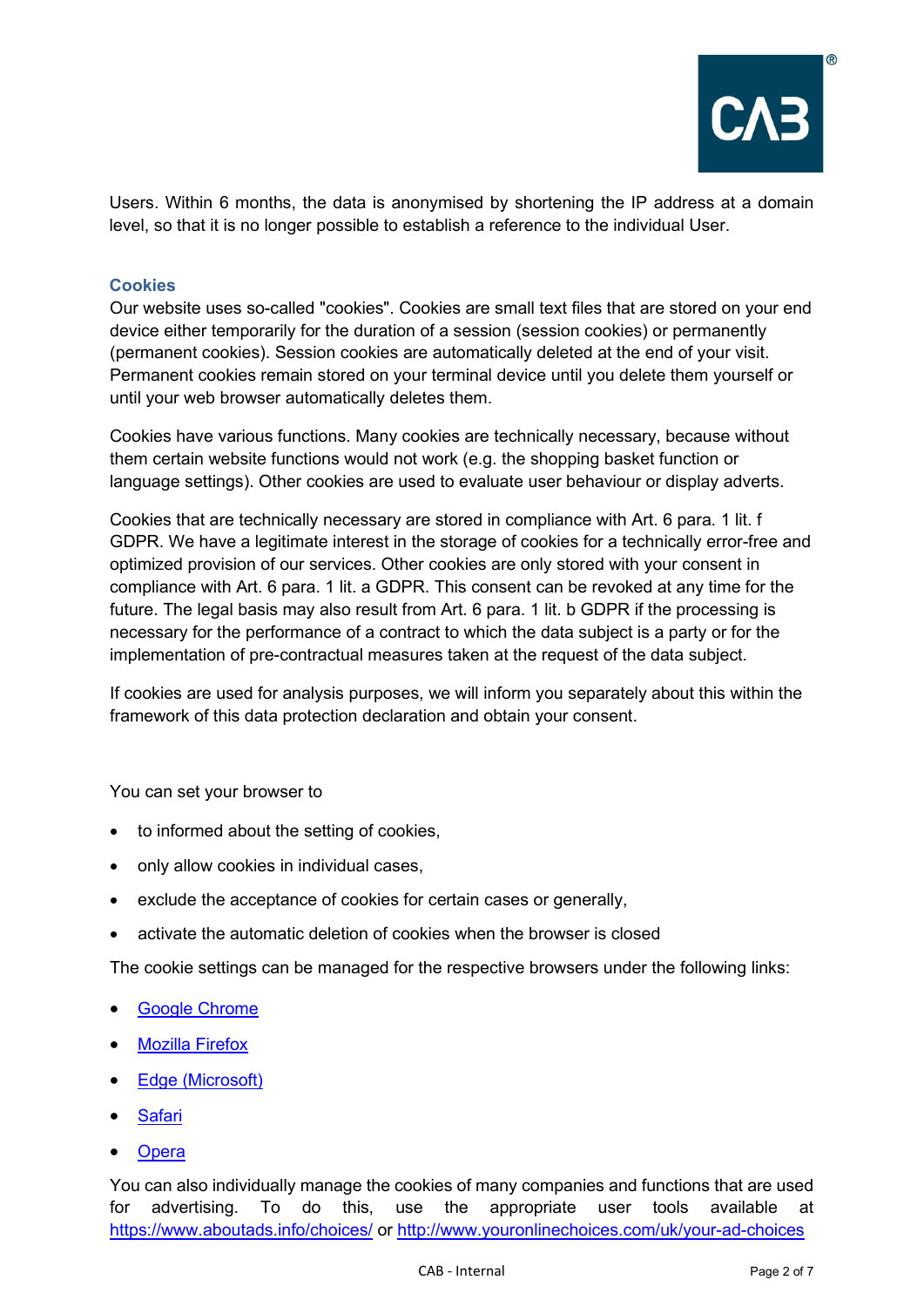Users. Within 6 months, the data is anonymised by shortening the IP address at a domain level, so that it is no longer possible to establish a reference to the individual User.

### Cookies

Our website uses so-called "cookies". Cookies are small text files that are stored on your end device either temporarily for the duration of a session (session cookies) or permanently (permanent cookies). Session cookies are automatically deleted at the end of your visit. Permanent cookies remain stored on your terminal device until you delete them yourself or until your web browser automatically deletes them.

Cookies have various functions. Many cookies are technically necessary, because without them certain website functions would not work (e.g. the shopping basket function or language settings). Other cookies are used to evaluate user behaviour or display adverts.

Cookies that are technically necessary are stored in compliance with Art. 6 para. 1 lit. f GDPR. We have a legitimate interest in the storage of cookies for a technically error-free and optimized provision of our services. Other cookies are only stored with your consent in compliance with Art. 6 para. 1 lit. a GDPR. This consent can be revoked at any time for the future. The legal basis may also result from Art. 6 para. 1 lit. b GDPR if the processing is necessary for the performance of a contract to which the data subject is a party or for the implementation of pre-contractual measures taken at the request of the data subject.

If cookies are used for analysis purposes, we will inform you separately about this within the framework of this data protection declaration and obtain your consent.

You can set your browser to

- to informed about the setting of cookies,
- only allow cookies in individual cases,
- exclude the acceptance of cookies for certain cases or generally,
- activate the automatic deletion of cookies when the browser is closed

The cookie settings can be managed for the respective browsers under the following links:

- Google Chrome
- Mozilla Firefox
- Edge (Microsoft)
- Safari
- Opera

You can also individually manage the cookies of many companies and functions that are used for advertising. To do this, use the appropriate user tools available at https://www.aboutads.info/choices/ or http://www.youronlinechoices.com/uk/your-ad-choices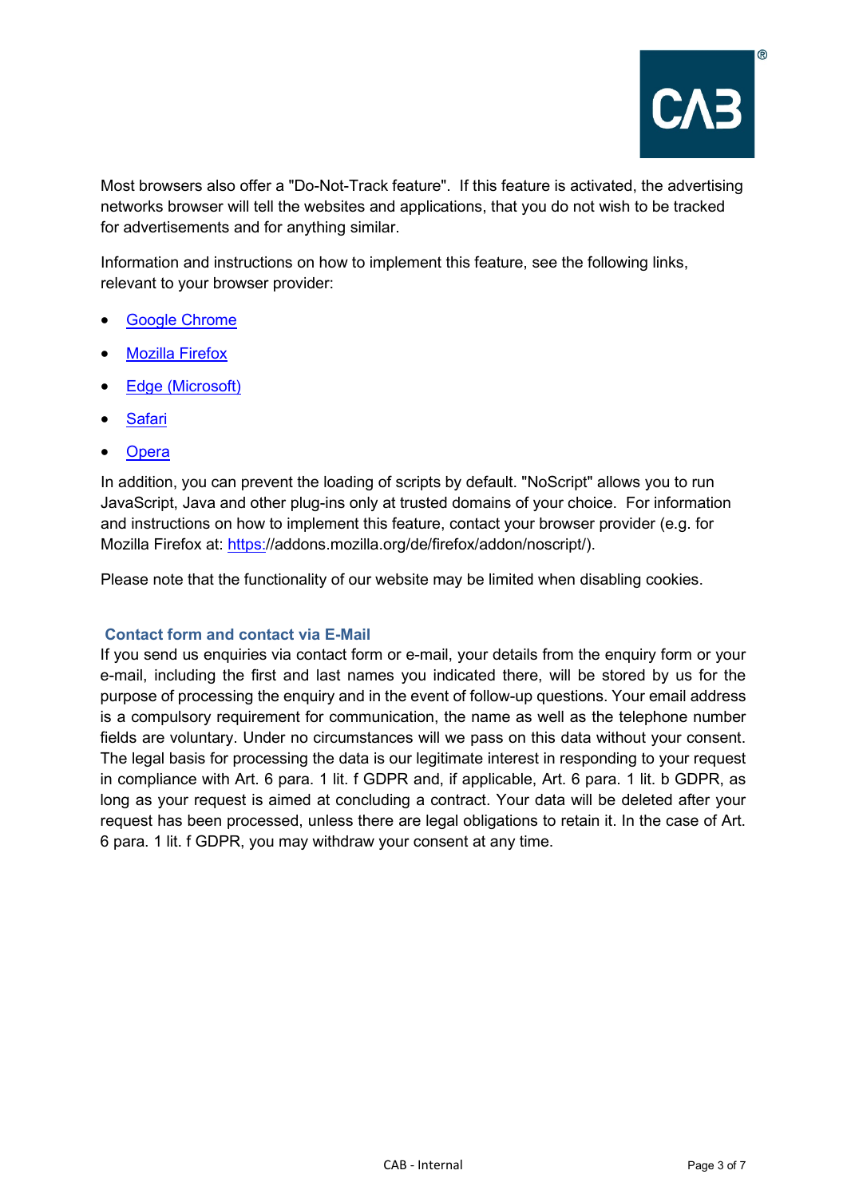Most browsers also offer a "Do-Not-Track feature". If this feature is activated, the advertising networks browser will tell the websites and applications, that you do not wish to be tracked for advertisements and for anything similar.

Information and instructions on how to implement this feature, see the following links, relevant to your browser provider:

- Google Chrome
- Mozilla Firefox
- Edge (Microsoft)
- Safari
- Opera

In addition, you can prevent the loading of scripts by default. "NoScript" allows you to run JavaScript, Java and other plug-ins only at trusted domains of your choice. For information and instructions on how to implement this feature, contact your browser provider (e.g. for Mozilla Firefox at: https://addons.mozilla.org/de/firefox/addon/noscript/).

Please note that the functionality of our website may be limited when disabling cookies.

### Contact form and contact via E-Mail

If you send us enquiries via contact form or e-mail, your details from the enquiry form or your e-mail, including the first and last names you indicated there, will be stored by us for the purpose of processing the enquiry and in the event of follow-up questions. Your email address is a compulsory requirement for communication, the name as well as the telephone number fields are voluntary. Under no circumstances will we pass on this data without your consent. The legal basis for processing the data is our legitimate interest in responding to your request in compliance with Art. 6 para. 1 lit. f GDPR and, if applicable, Art. 6 para. 1 lit. b GDPR, as long as your request is aimed at concluding a contract. Your data will be deleted after your request has been processed, unless there are legal obligations to retain it. In the case of Art. 6 para. 1 lit. f GDPR, you may withdraw your consent at any time.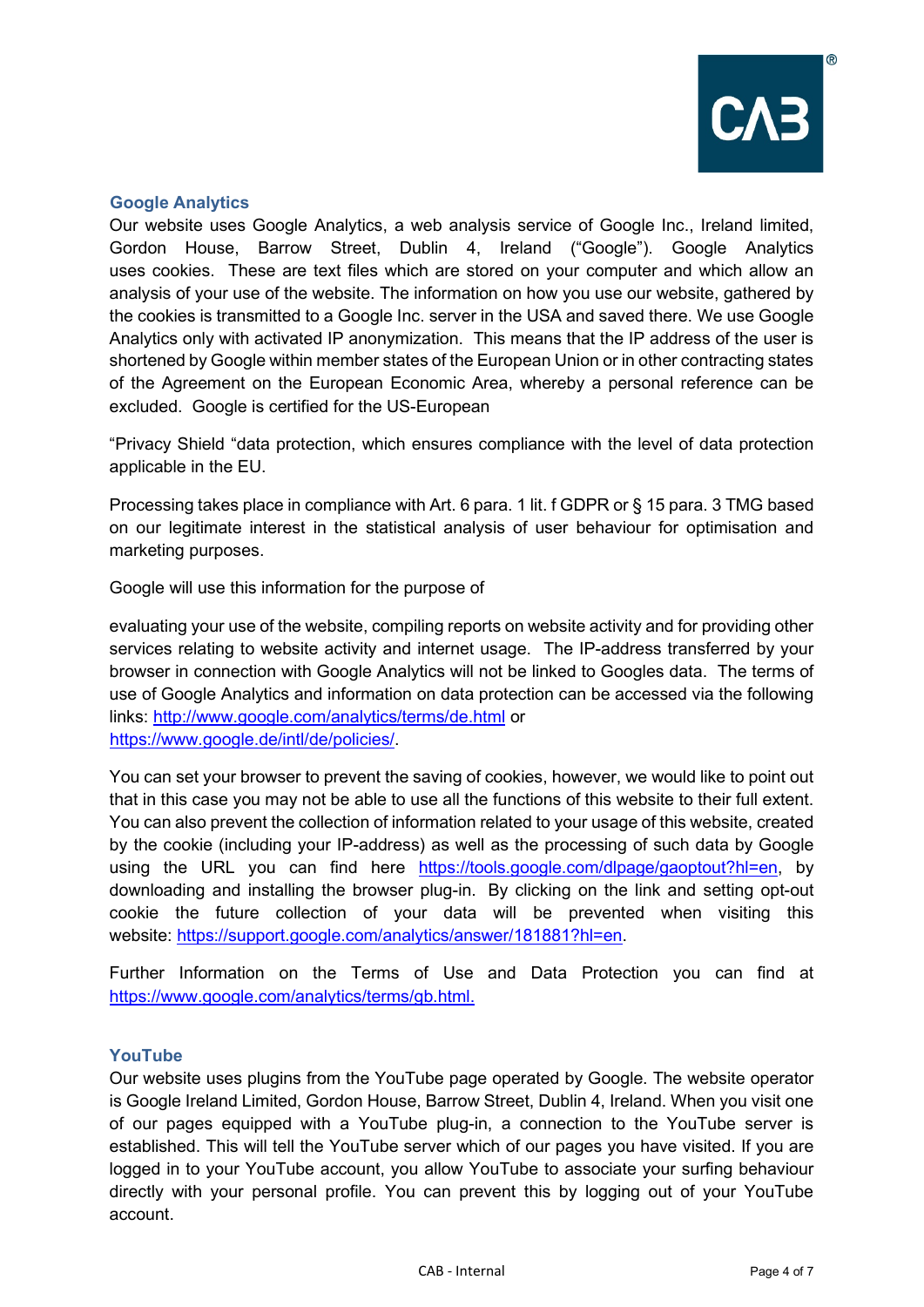## Google Analytics

Our website uses Google Analytics, a web analysis service of Google Inc., Ireland limited, Gordon House, Barrow Street, Dublin 4, Ireland ("Google"). Google Analytics uses cookies. These are text files which are stored on your computer and which allow an analysis of your use of the website. The information on how you use our website, gathered by the cookies is transmitted to a Google Inc. server in the USA and saved there. We use Google Analytics only with activated IP anonymization. This means that the IP address of the user is shortened by Google within member states of the European Union or in other contracting states of the Agreement on the European Economic Area, whereby a personal reference can be excluded. Google is certified for the US-European

"Privacy Shield "data protection, which ensures compliance with the level of data protection applicable in the EU.

Processing takes place in compliance with Art. 6 para. 1 lit. f GDPR or § 15 para. 3 TMG based on our legitimate interest in the statistical analysis of user behaviour for optimisation and marketing purposes.

Google will use this information for the purpose of

evaluating your use of the website, compiling reports on website activity and for providing other services relating to website activity and internet usage. The IP-address transferred by your browser in connection with Google Analytics will not be linked to Googles data. The terms of use of Google Analytics and information on data protection can be accessed via the following links: http://www.google.com/analytics/terms/de.html or https://www.google.de/intl/de/policies/.

You can set your browser to prevent the saving of cookies, however, we would like to point out that in this case you may not be able to use all the functions of this website to their full extent. You can also prevent the collection of information related to your usage of this website, created by the cookie (including your IP-address) as well as the processing of such data by Google using the URL you can find here https://tools.google.com/dlpage/gaoptout?hl=en, by downloading and installing the browser plug-in. By clicking on the link and setting opt-out cookie the future collection of your data will be prevented when visiting this website: https://support.google.com/analytics/answer/181881?hl=en.

Further Information on the Terms of Use and Data Protection you can find at https://www.google.com/analytics/terms/gb.html.

## YouTube

Our website uses plugins from the YouTube page operated by Google. The website operator is Google Ireland Limited, Gordon House, Barrow Street, Dublin 4, Ireland. When you visit one of our pages equipped with a YouTube plug-in, a connection to the YouTube server is established. This will tell the YouTube server which of our pages you have visited. If you are logged in to your YouTube account, you allow YouTube to associate your surfing behaviour directly with your personal profile. You can prevent this by logging out of your YouTube account.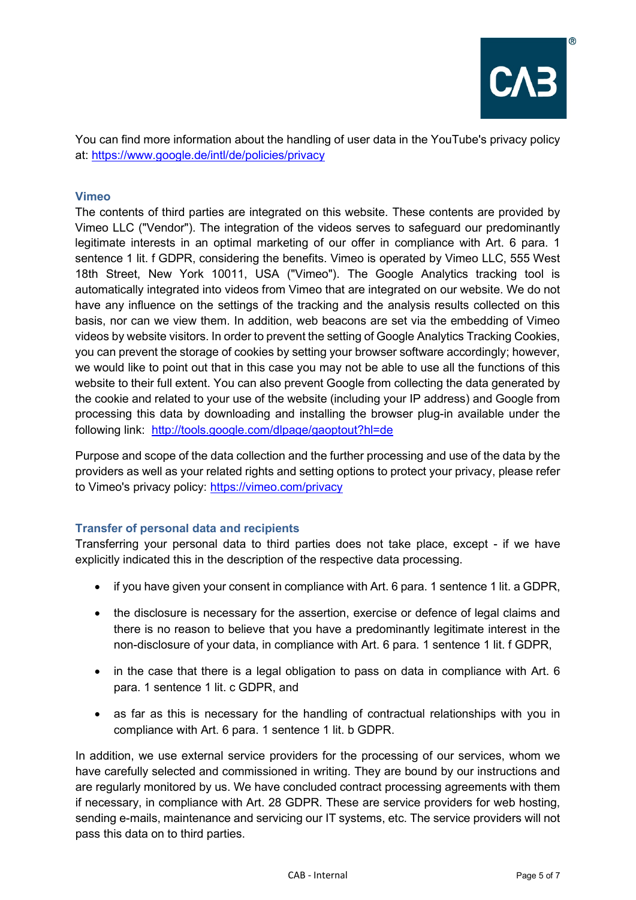You can find more information about the handling of user data in the YouTube's privacy policy at: [https://www.google.de/intl/de/policies/privacy](https://www.google.de/intl/de/policies/privacy)

### Vimeo

The contents of third parties are integrated on this website. These contents are provided by Vimeo LLC ("Vendor"). The integration of the videos serves to safeguard our predominantly legitimate interests in an optimal marketing of our offer in compliance with Art. 6 para. 1 sentence 1 lit. f GDPR, considering the benefits. Vimeo is operated by Vimeo LLC, 555 West 18th Street, New York 10011, USA ("Vimeo"). The Google Analytics tracking tool is automatically integrated into videos from Vimeo that are integrated on our website. We do not have any influence on the settings of the tracking and the analysis results collected on this basis, nor can we view them. In addition, web beacons are set via the embedding of Vimeo videos by website visitors. In order to prevent the setting of Google Analytics Tracking Cookies, you can prevent the storage of cookies by setting your browser software accordingly; however, we would like to point out that in this case you may not be able to use all the functions of this website to their full extent. You can also prevent Google from collecting the data generated by the cookie and related to your use of the website (including your IP address) and Google from processing this data by downloading and installing the browser plug-in available under the following link: [http://tools.google.com/dlpage/gaoptout?hl=de](http://tools.google.com/dlpage/gaoptout?hl=de)

Purpose and scope of the data collection and the further processing and use of the data by the providers as well as your related rights and setting options to protect your privacy, please refer to Vimeo's privacy policy: [https://vimeo.com/privacy](https://vimeo.com/privacy)

### Transfer of personal data and recipients

Transferring your personal data to third parties does not take place, except - if we have explicitly indicated this in the description of the respective data processing.

- if you have given your consent in compliance with Art. 6 para. 1 sentence 1 lit. a GDPR,
- the disclosure is necessary for the assertion, exercise or defence of legal claims and there is no reason to believe that you have a predominantly legitimate interest in the non-disclosure of your data, in compliance with Art. 6 para. 1 sentence 1 lit. f GDPR,
- in the case that there is a legal obligation to pass on data in compliance with Art. 6 para. 1 sentence 1 lit. c GDPR, and
- as far as this is necessary for the handling of contractual relationships with you in compliance with Art. 6 para. 1 sentence 1 lit. b GDPR.

In addition, we use external service providers for the processing of our services, whom we have carefully selected and commissioned in writing. They are bound by our instructions and are regularly monitored by us. We have concluded contract processing agreements with them if necessary, in compliance with Art. 28 GDPR. These are service providers for web hosting, sending e-mails, maintenance and servicing our IT systems, etc. The service providers will not pass this data on to third parties.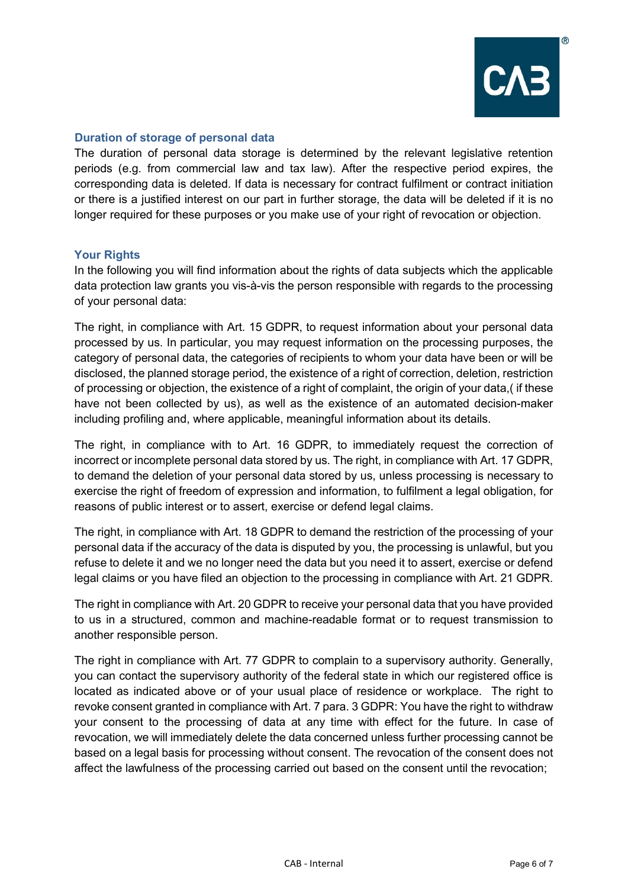## Duration of storage of personal data

The duration of personal data storage is determined by the relevant legislative retention periods (e.g. from commercial law and tax law). After the respective period expires, the corresponding data is deleted. If data is necessary for contract fulfilment or contract initiation or there is a justified interest on our part in further storage, the data will be deleted if it is no longer required for these purposes or you make use of your right of revocation or objection.

## Your Rights

In the following you will find information about the rights of data subjects which the applicable data protection law grants you vis-à-vis the person responsible with regards to the processing of your personal data:

The right, in compliance with Art. 15 GDPR, to request information about your personal data processed by us. In particular, you may request information on the processing purposes, the category of personal data, the categories of recipients to whom your data have been or will be disclosed, the planned storage period, the existence of a right of correction, deletion, restriction of processing or objection, the existence of a right of complaint, the origin of your data,( if these have not been collected by us), as well as the existence of an automated decision-maker including profiling and, where applicable, meaningful information about its details.

The right, in compliance with to Art. 16 GDPR, to immediately request the correction of incorrect or incomplete personal data stored by us. The right, in compliance with Art. 17 GDPR, to demand the deletion of your personal data stored by us, unless processing is necessary to exercise the right of freedom of expression and information, to fulfilment a legal obligation, for reasons of public interest or to assert, exercise or defend legal claims.

The right, in compliance with Art. 18 GDPR to demand the restriction of the processing of your personal data if the accuracy of the data is disputed by you, the processing is unlawful, but you refuse to delete it and we no longer need the data but you need it to assert, exercise or defend legal claims or you have filed an objection to the processing in compliance with Art. 21 GDPR.

The right in compliance with Art. 20 GDPR to receive your personal data that you have provided to us in a structured, common and machine-readable format or to request transmission to another responsible person.

The right in compliance with Art. 77 GDPR to complain to a supervisory authority. Generally, you can contact the supervisory authority of the federal state in which our registered office is located as indicated above or of your usual place of residence or workplace. The right to revoke consent granted in compliance with Art. 7 para. 3 GDPR: You have the right to withdraw your consent to the processing of data at any time with effect for the future. In case of revocation, we will immediately delete the data concerned unless further processing cannot be based on a legal basis for processing without consent. The revocation of the consent does not affect the lawfulness of the processing carried out based on the consent until the revocation;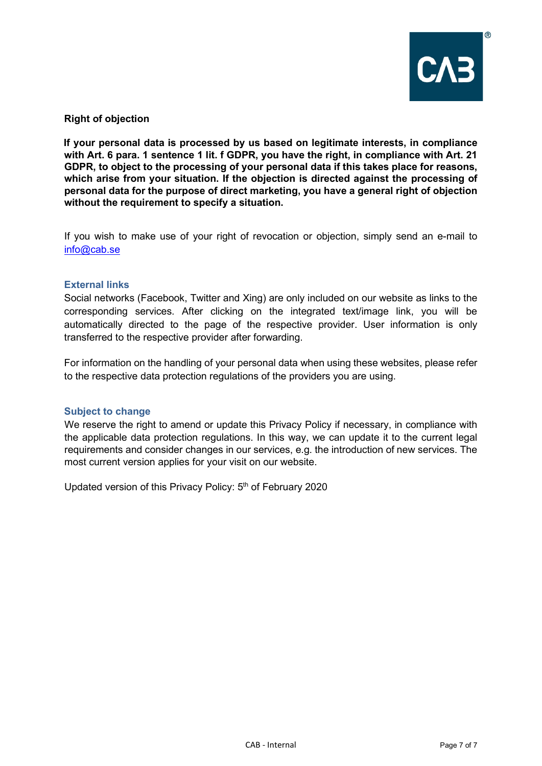**Right of objection**

**If your personal data is processed by us based on legitimate interests, in compliance with Art. 6 para. 1 sentence 1 lit. f GDPR, you have the right, in compliance with Art. 21 GDPR, to object to the processing of your personal data if this takes place for reasons, which arise from your situation. If the objection is directed against the processing of personal data for the purpose of direct marketing, you have a general right of objection without the requirement to specify a situation.**

If you wish to make use of your right of revocation or objection, simply send an e-mail to info@cab.se

## External links

Social networks (Facebook, Twitter and Xing) are only included on our website as links to the corresponding services. After clicking on the integrated text/image link, you will be automatically directed to the page of the respective provider. User information is only transferred to the respective provider after forwarding.

For information on the handling of your personal data when using these websites, please refer to the respective data protection regulations of the providers you are using.

## Subject to change

We reserve the right to amend or update this Privacy Policy if necessary, in compliance with the applicable data protection regulations. In this way, we can update it to the current legal requirements and consider changes in our services, e.g. the introduction of new services. The most current version applies for your visit on our website.

Updated version of this Privacy Policy: 5th of February 2020